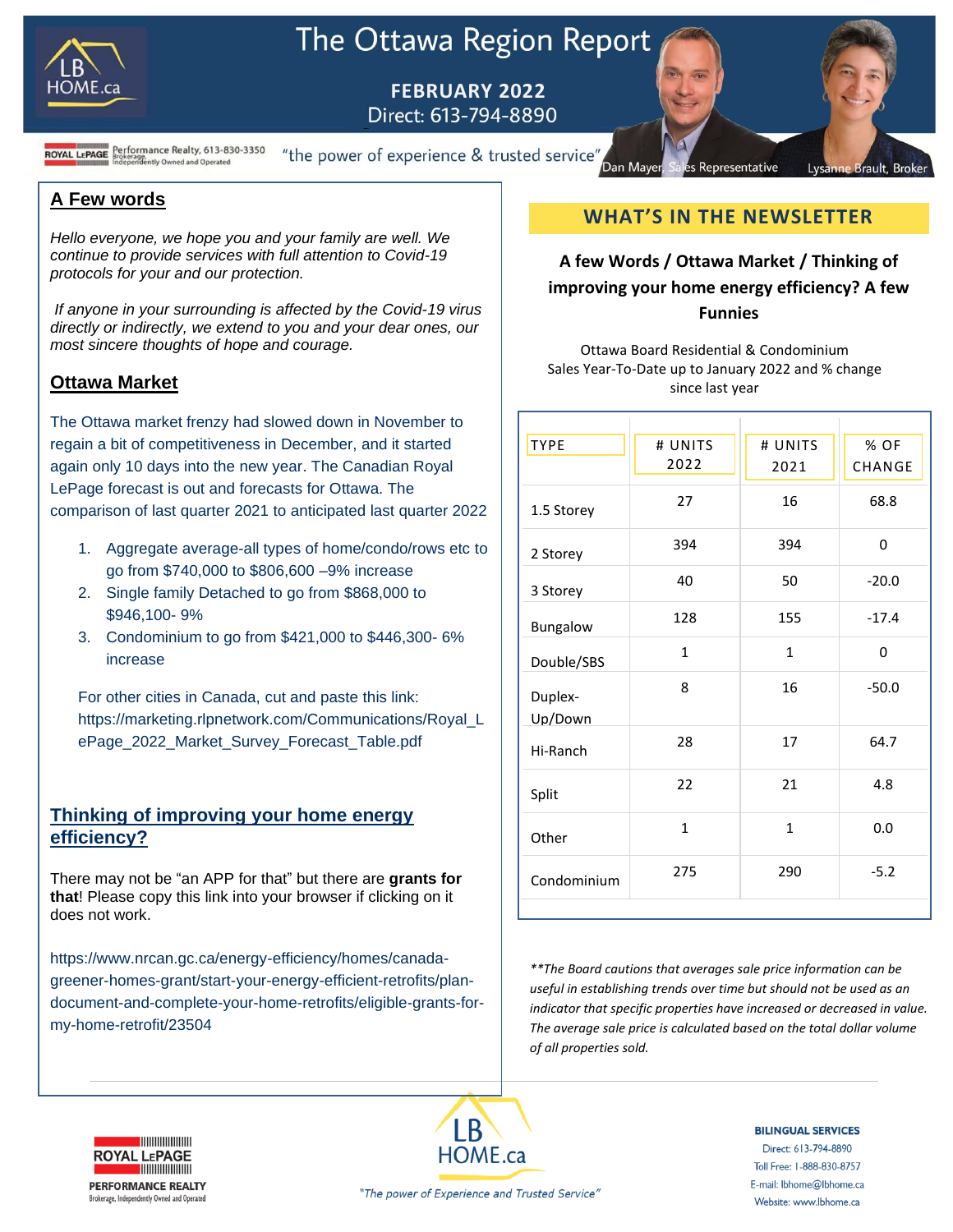# The Ottawa Region Report

**FEBRUARY 2022**
Direct: 613-794-8890

ROYAL LEPAGE Performance Realty, 613-830-3350 Brokerage, Independently Owned and Operated

"the power of experience & trusted service"

Dan Mayer, Sales Representative — Lysanne Brault, Broker

## A Few words

*Hello everyone, we hope you and your family are well. We continue to provide services with full attention to Covid-19 protocols for your and our protection.*

*If anyone in your surrounding is affected by the Covid-19 virus directly or indirectly, we extend to you and your dear ones, our most sincere thoughts of hope and courage.*

## Ottawa Market

The Ottawa market frenzy had slowed down in November to regain a bit of competitiveness in December, and it started again only 10 days into the new year. The Canadian Royal LePage forecast is out and forecasts for Ottawa. The comparison of last quarter 2021 to anticipated last quarter 2022

1. Aggregate average-all types of home/condo/rows etc to go from $740,000 to $806,600 –9% increase
2. Single family Detached to go from $868,000 to $946,100- 9%
3. Condominium to go from $421,000 to $446,300- 6% increase

For other cities in Canada, cut and paste this link: https://marketing.rlpnetwork.com/Communications/Royal_LePage_2022_Market_Survey_Forecast_Table.pdf

## Thinking of improving your home energy efficiency?

There may not be "an APP for that" but there are **grants for that**! Please copy this link into your browser if clicking on it does not work.

https://www.nrcan.gc.ca/energy-efficiency/homes/canada-greener-homes-grant/start-your-energy-efficient-retrofits/plan-document-and-complete-your-home-retrofits/eligible-grants-for-my-home-retrofit/23504

## WHAT'S IN THE NEWSLETTER

**A few Words / Ottawa Market / Thinking of improving your home energy efficiency? A few Funnies**

Ottawa Board Residential & Condominium Sales Year-To-Date up to January 2022 and % change since last year

| TYPE | # UNITS 2022 | # UNITS 2021 | % OF CHANGE |
|---|---|---|---|
| 1.5 Storey | 27 | 16 | 68.8 |
| 2 Storey | 394 | 394 | 0 |
| 3 Storey | 40 | 50 | -20.0 |
| Bungalow | 128 | 155 | -17.4 |
| Double/SBS | 1 | 1 | 0 |
| Duplex-Up/Down | 8 | 16 | -50.0 |
| Hi-Ranch | 28 | 17 | 64.7 |
| Split | 22 | 21 | 4.8 |
| Other | 1 | 1 | 0.0 |
| Condominium | 275 | 290 | -5.2 |

*\*\*The Board cautions that averages sale price information can be useful in establishing trends over time but should not be used as an indicator that specific properties have increased or decreased in value. The average sale price is calculated based on the total dollar volume of all properties sold.*

ROYAL LEPAGE PERFORMANCE REALTY — Brokerage, Independently Owned and Operated

LB HOME.ca — "The power of Experience and Trusted Service"

**BILINGUAL SERVICES**
Direct: 613-794-8890
Toll Free: 1-888-830-8757
E-mail: lbhome@lbhome.ca
Website: www.lbhome.ca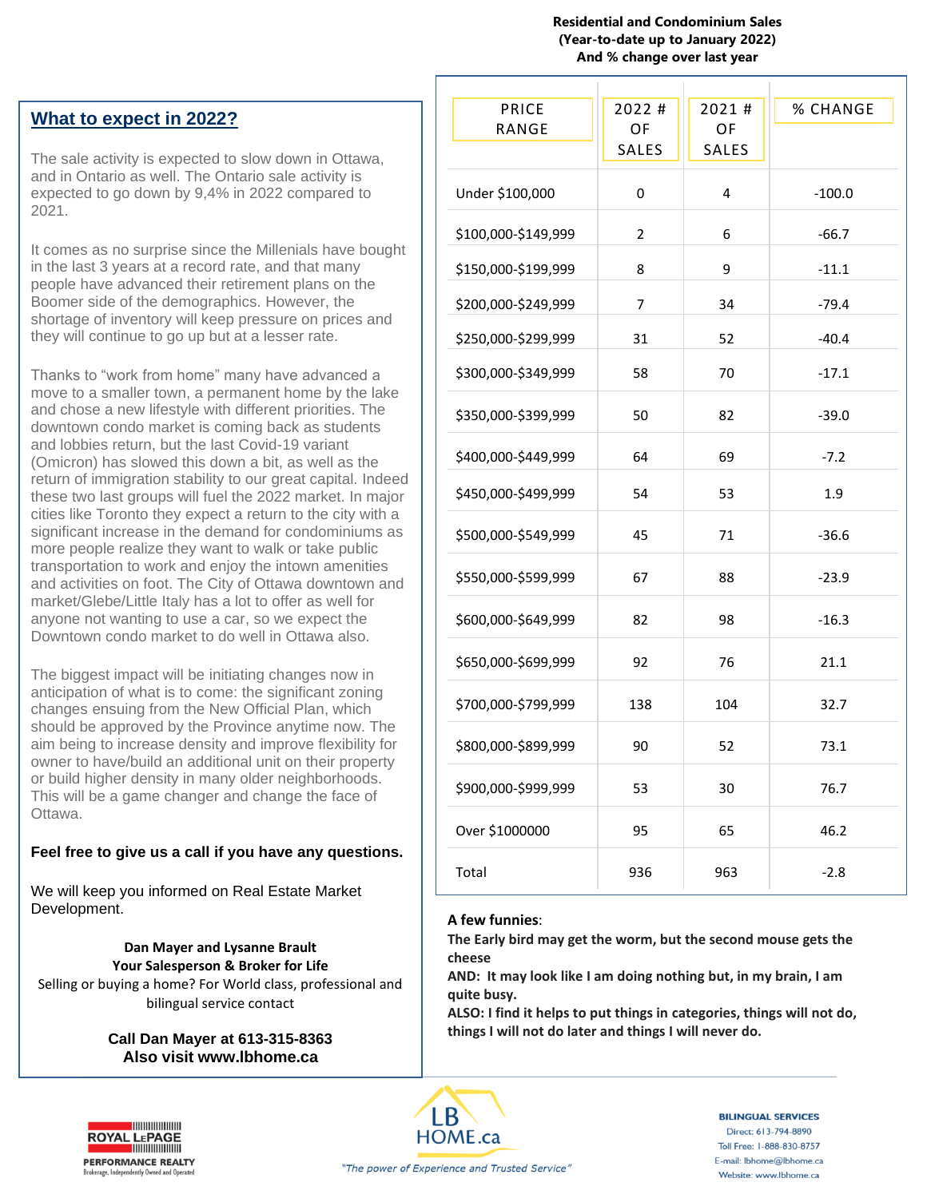## What to expect in 2022?

The sale activity is expected to slow down in Ottawa, and in Ontario as well. The Ontario sale activity is expected to go down by 9,4% in 2022 compared to 2021.

It comes as no surprise since the Millenials have bought in the last 3 years at a record rate, and that many people have advanced their retirement plans on the Boomer side of the demographics. However, the shortage of inventory will keep pressure on prices and they will continue to go up but at a lesser rate.

Thanks to "work from home" many have advanced a move to a smaller town, a permanent home by the lake and chose a new lifestyle with different priorities. The downtown condo market is coming back as students and lobbies return, but the last Covid-19 variant (Omicron) has slowed this down a bit, as well as the return of immigration stability to our great capital. Indeed these two last groups will fuel the 2022 market. In major cities like Toronto they expect a return to the city with a significant increase in the demand for condominiums as more people realize they want to walk or take public transportation to work and enjoy the intown amenities and activities on foot. The City of Ottawa downtown and market/Glebe/Little Italy has a lot to offer as well for anyone not wanting to use a car, so we expect the Downtown condo market to do well in Ottawa also.

The biggest impact will be initiating changes now in anticipation of what is to come: the significant zoning changes ensuing from the New Official Plan, which should be approved by the Province anytime now. The aim being to increase density and improve flexibility for owner to have/build an additional unit on their property or build higher density in many older neighborhoods. This will be a game changer and change the face of Ottawa.

**Feel free to give us a call if you have any questions.**

We will keep you informed on Real Estate Market Development.

**Dan Mayer and Lysanne Brault**
**Your Salesperson & Broker for Life**
Selling or buying a home? For World class, professional and bilingual service contact

**Call Dan Mayer at 613-315-8363**
**Also visit www.lbhome.ca**

**Residential and Condominium Sales**
**(Year-to-date up to January 2022)**
**And % change over last year**

| PRICE RANGE | 2022 # OF SALES | 2021 # OF SALES | % CHANGE |
|---|---|---|---|
| Under $100,000 | 0 | 4 | -100.0 |
| $100,000-$149,999 | 2 | 6 | -66.7 |
| $150,000-$199,999 | 8 | 9 | -11.1 |
| $200,000-$249,999 | 7 | 34 | -79.4 |
| $250,000-$299,999 | 31 | 52 | -40.4 |
| $300,000-$349,999 | 58 | 70 | -17.1 |
| $350,000-$399,999 | 50 | 82 | -39.0 |
| $400,000-$449,999 | 64 | 69 | -7.2 |
| $450,000-$499,999 | 54 | 53 | 1.9 |
| $500,000-$549,999 | 45 | 71 | -36.6 |
| $550,000-$599,999 | 67 | 88 | -23.9 |
| $600,000-$649,999 | 82 | 98 | -16.3 |
| $650,000-$699,999 | 92 | 76 | 21.1 |
| $700,000-$799,999 | 138 | 104 | 32.7 |
| $800,000-$899,999 | 90 | 52 | 73.1 |
| $900,000-$999,999 | 53 | 30 | 76.7 |
| Over $1000000 | 95 | 65 | 46.2 |
| Total | 936 | 963 | -2.8 |

**A few funnies**:
**The Early bird may get the worm, but the second mouse gets the cheese**
**AND: It may look like I am doing nothing but, in my brain, I am quite busy.**
**ALSO: I find it helps to put things in categories, things will not do, things I will not do later and things I will never do.**

ROYAL LEPAGE PERFORMANCE REALTY
Brokerage, Independently Owned and Operated

LB HOME.ca
*"The power of Experience and Trusted Service"*

**BILINGUAL SERVICES**
Direct: 613-794-8890
Toll Free: 1-888-830-8757
E-mail: lbhome@lbhome.ca
Website: www.lbhome.ca